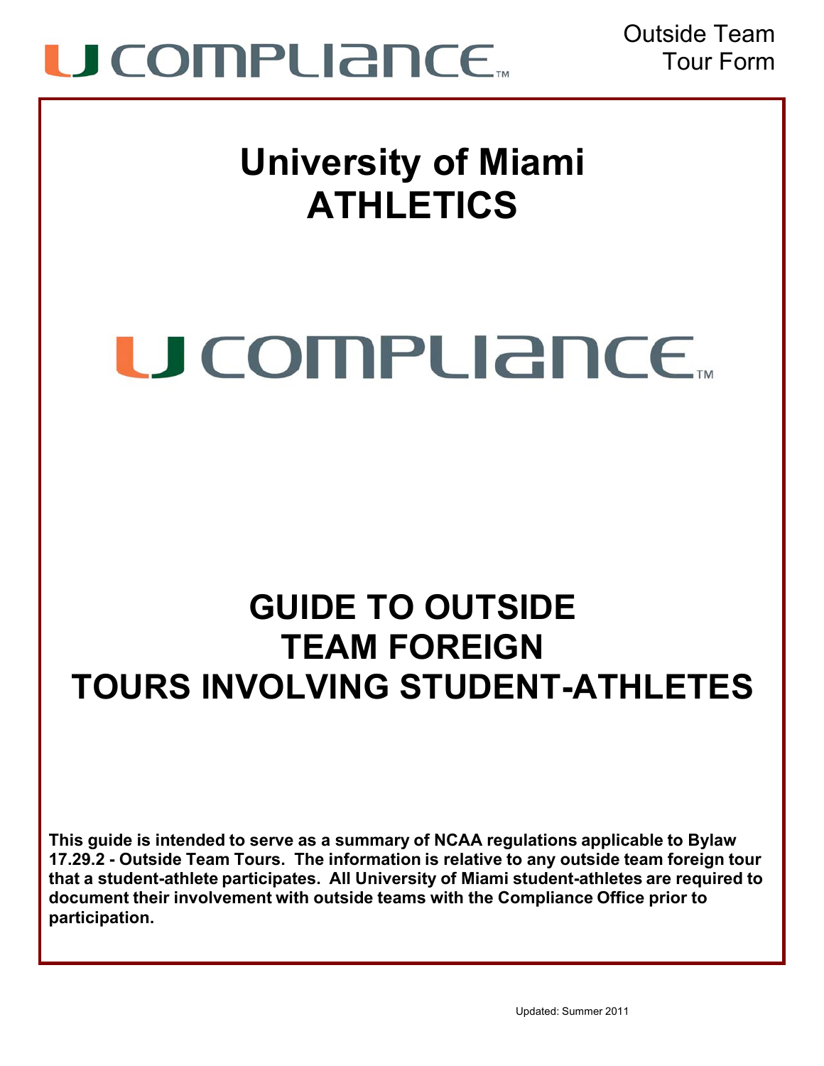U COMPLIANCE™

Outside Team Tour Form

# University of Miami ATHLETICS

U COMPLIANCE™

# GUIDE TO OUTSIDE TEAM FOREIGN TOURS INVOLVING STUDENT-ATHLETES

**This guide is intended to serve as a summary of NCAA regulations applicable to Bylaw 17.29.2 - Outside Team Tours. The information is relative to any outside team foreign tour that a student-athlete participates. All University of Miami student-athletes are required to document their involvement with outside teams with the Compliance Office prior to participation.**

Updated: Summer 2011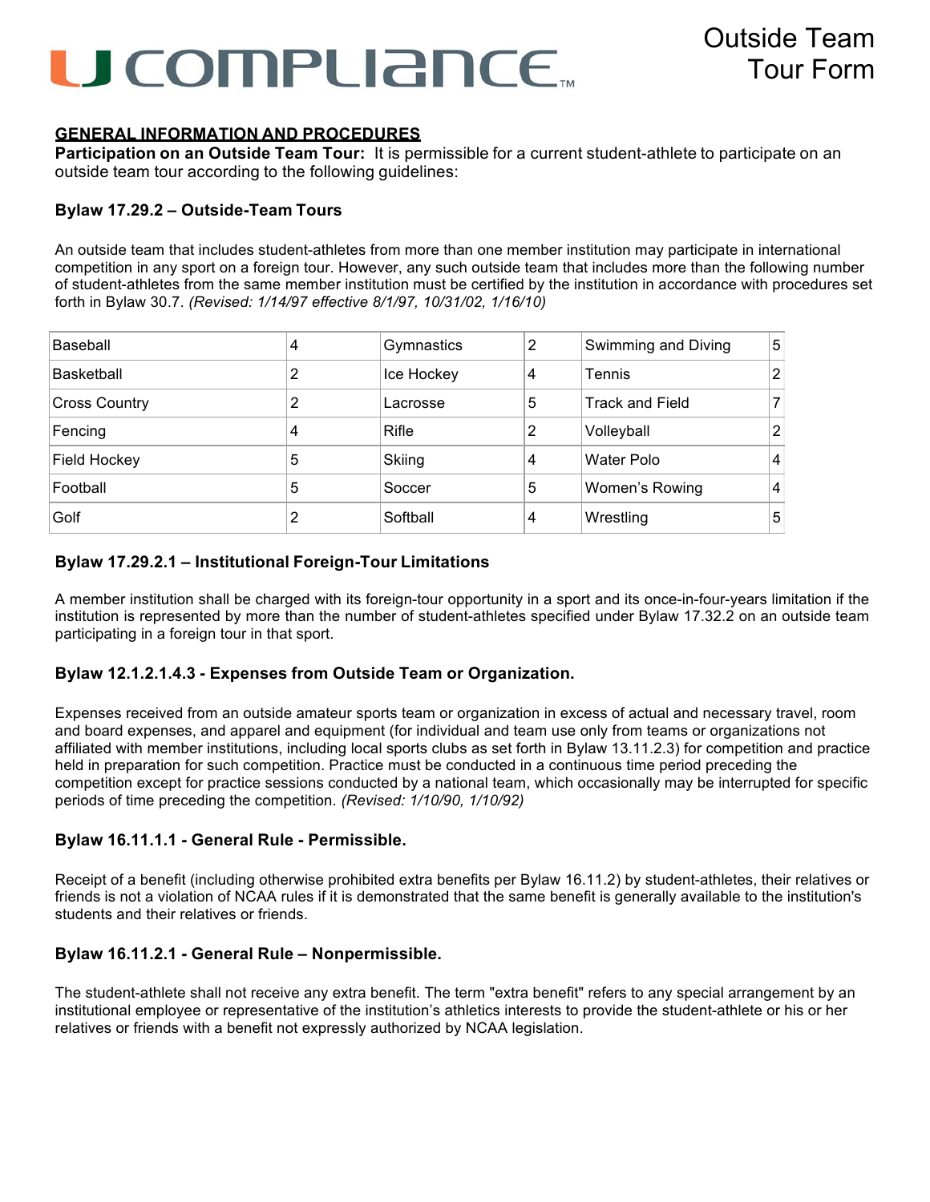# U COMPLIANCE

## Outside Team Tour Form

**GENERAL INFORMATION AND PROCEDURES**

**Participation on an Outside Team Tour:** It is permissible for a current student-athlete to participate on an outside team tour according to the following guidelines:

### Bylaw 17.29.2 – Outside-Team Tours

An outside team that includes student-athletes from more than one member institution may participate in international competition in any sport on a foreign tour. However, any such outside team that includes more than the following number of student-athletes from the same member institution must be certified by the institution in accordance with procedures set forth in Bylaw 30.7. *(Revised: 1/14/97 effective 8/1/97, 10/31/02, 1/16/10)*

| | | | | | |
|---|---|---|---|---|---|
| Baseball | 4 | Gymnastics | 2 | Swimming and Diving | 5 |
| Basketball | 2 | Ice Hockey | 4 | Tennis | 2 |
| Cross Country | 2 | Lacrosse | 5 | Track and Field | 7 |
| Fencing | 4 | Rifle | 2 | Volleyball | 2 |
| Field Hockey | 5 | Skiing | 4 | Water Polo | 4 |
| Football | 5 | Soccer | 5 | Women's Rowing | 4 |
| Golf | 2 | Softball | 4 | Wrestling | 5 |

### Bylaw 17.29.2.1 – Institutional Foreign-Tour Limitations

A member institution shall be charged with its foreign-tour opportunity in a sport and its once-in-four-years limitation if the institution is represented by more than the number of student-athletes specified under Bylaw 17.32.2 on an outside team participating in a foreign tour in that sport.

### Bylaw 12.1.2.1.4.3 - Expenses from Outside Team or Organization.

Expenses received from an outside amateur sports team or organization in excess of actual and necessary travel, room and board expenses, and apparel and equipment (for individual and team use only from teams or organizations not affiliated with member institutions, including local sports clubs as set forth in Bylaw 13.11.2.3) for competition and practice held in preparation for such competition. Practice must be conducted in a continuous time period preceding the competition except for practice sessions conducted by a national team, which occasionally may be interrupted for specific periods of time preceding the competition. *(Revised: 1/10/90, 1/10/92)*

### Bylaw 16.11.1.1 - General Rule - Permissible.

Receipt of a benefit (including otherwise prohibited extra benefits per Bylaw 16.11.2) by student-athletes, their relatives or friends is not a violation of NCAA rules if it is demonstrated that the same benefit is generally available to the institution's students and their relatives or friends.

### Bylaw 16.11.2.1 - General Rule – Nonpermissible.

The student-athlete shall not receive any extra benefit. The term "extra benefit" refers to any special arrangement by an institutional employee or representative of the institution's athletics interests to provide the student-athlete or his or her relatives or friends with a benefit not expressly authorized by NCAA legislation.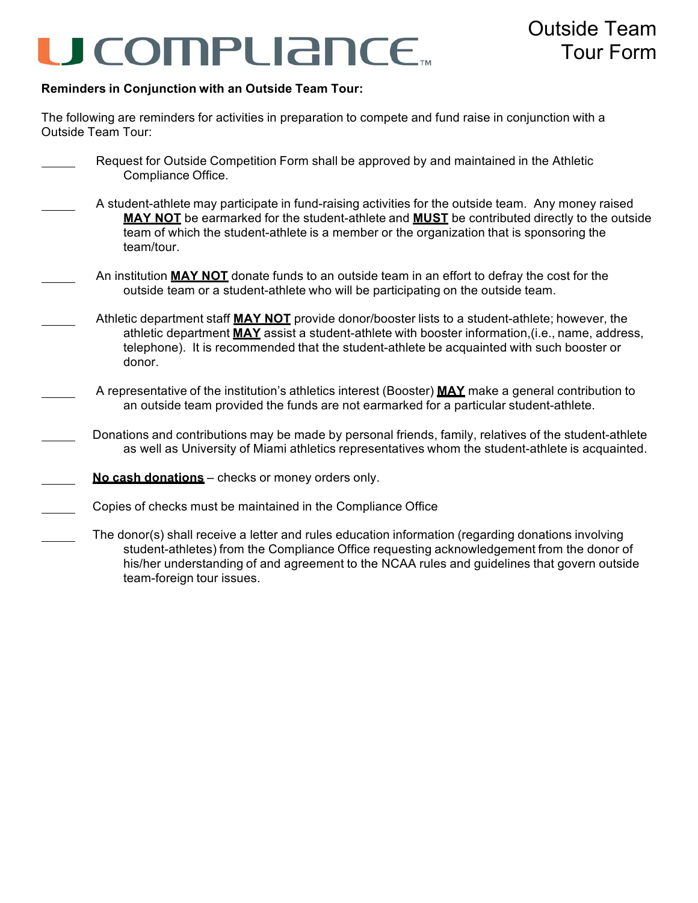# U COMPLIANCE™

## Outside Team Tour Form

**Reminders in Conjunction with an Outside Team Tour:**

The following are reminders for activities in preparation to compete and fund raise in conjunction with a Outside Team Tour:

- _____ Request for Outside Competition Form shall be approved by and maintained in the Athletic Compliance Office.

- _____ A student-athlete may participate in fund-raising activities for the outside team. Any money raised **MAY NOT** be earmarked for the student-athlete and **MUST** be contributed directly to the outside team of which the student-athlete is a member or the organization that is sponsoring the team/tour.

- _____ An institution **MAY NOT** donate funds to an outside team in an effort to defray the cost for the outside team or a student-athlete who will be participating on the outside team.

- _____ Athletic department staff **MAY NOT** provide donor/booster lists to a student-athlete; however, the athletic department **MAY** assist a student-athlete with booster information,(i.e., name, address, telephone). It is recommended that the student-athlete be acquainted with such booster or donor.

- _____ A representative of the institution's athletics interest (Booster) **MAY** make a general contribution to an outside team provided the funds are not earmarked for a particular student-athlete.

- _____ Donations and contributions may be made by personal friends, family, relatives of the student-athlete as well as University of Miami athletics representatives whom the student-athlete is acquainted.

- _____ **No cash donations** – checks or money orders only.

- _____ Copies of checks must be maintained in the Compliance Office

- _____ The donor(s) shall receive a letter and rules education information (regarding donations involving student-athletes) from the Compliance Office requesting acknowledgement from the donor of his/her understanding of and agreement to the NCAA rules and guidelines that govern outside team-foreign tour issues.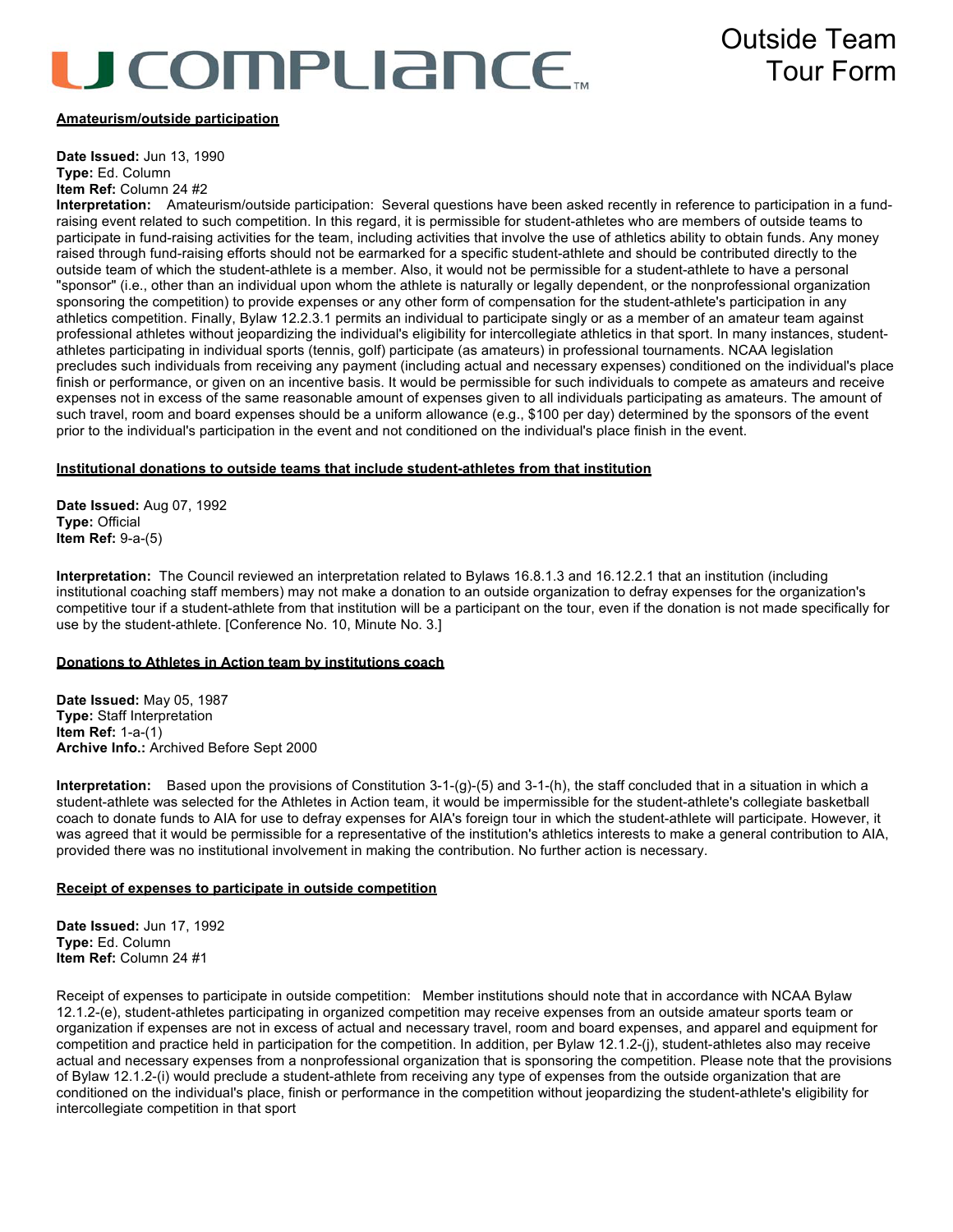#### **Amateurism/outside participation**

**Date Issued:** Jun 13, 1990
**Type:** Ed. Column
**Item Ref:** Column 24 #2
**Interpretation:** Amateurism/outside participation: Several questions have been asked recently in reference to participation in a fund-raising event related to such competition. In this regard, it is permissible for student-athletes who are members of outside teams to participate in fund-raising activities for the team, including activities that involve the use of athletics ability to obtain funds. Any money raised through fund-raising efforts should not be earmarked for a specific student-athlete and should be contributed directly to the outside team of which the student-athlete is a member. Also, it would not be permissible for a student-athlete to have a personal "sponsor" (i.e., other than an individual upon whom the athlete is naturally or legally dependent, or the nonprofessional organization sponsoring the competition) to provide expenses or any other form of compensation for the student-athlete's participation in any athletics competition. Finally, Bylaw 12.2.3.1 permits an individual to participate singly or as a member of an amateur team against professional athletes without jeopardizing the individual's eligibility for intercollegiate athletics in that sport. In many instances, student-athletes participating in individual sports (tennis, golf) participate (as amateurs) in professional tournaments. NCAA legislation precludes such individuals from receiving any payment (including actual and necessary expenses) conditioned on the individual's place finish or performance, or given on an incentive basis. It would be permissible for such individuals to compete as amateurs and receive expenses not in excess of the same reasonable amount of expenses given to all individuals participating as amateurs. The amount of such travel, room and board expenses should be a uniform allowance (e.g., $100 per day) determined by the sponsors of the event prior to the individual's participation in the event and not conditioned on the individual's place finish in the event.

#### **Institutional donations to outside teams that include student-athletes from that institution**

**Date Issued:** Aug 07, 1992
**Type:** Official
**Item Ref:** 9-a-(5)

**Interpretation:** The Council reviewed an interpretation related to Bylaws 16.8.1.3 and 16.12.2.1 that an institution (including institutional coaching staff members) may not make a donation to an outside organization to defray expenses for the organization's competitive tour if a student-athlete from that institution will be a participant on the tour, even if the donation is not made specifically for use by the student-athlete. [Conference No. 10, Minute No. 3.]

#### **Donations to Athletes in Action team by institutions coach**

**Date Issued:** May 05, 1987
**Type:** Staff Interpretation
**Item Ref:** 1-a-(1)
**Archive Info.:** Archived Before Sept 2000

**Interpretation:** Based upon the provisions of Constitution 3-1-(g)-(5) and 3-1-(h), the staff concluded that in a situation in which a student-athlete was selected for the Athletes in Action team, it would be impermissible for the student-athlete's collegiate basketball coach to donate funds to AIA for use to defray expenses for AIA's foreign tour in which the student-athlete will participate. However, it was agreed that it would be permissible for a representative of the institution's athletics interests to make a general contribution to AIA, provided there was no institutional involvement in making the contribution. No further action is necessary.

#### **Receipt of expenses to participate in outside competition**

**Date Issued:** Jun 17, 1992
**Type:** Ed. Column
**Item Ref:** Column 24 #1

Receipt of expenses to participate in outside competition: Member institutions should note that in accordance with NCAA Bylaw 12.1.2-(e), student-athletes participating in organized competition may receive expenses from an outside amateur sports team or organization if expenses are not in excess of actual and necessary travel, room and board expenses, and apparel and equipment for competition and practice held in participation for the competition. In addition, per Bylaw 12.1.2-(j), student-athletes also may receive actual and necessary expenses from a nonprofessional organization that is sponsoring the competition. Please note that the provisions of Bylaw 12.1.2-(i) would preclude a student-athlete from receiving any type of expenses from the outside organization that are conditioned on the individual's place, finish or performance in the competition without jeopardizing the student-athlete's eligibility for intercollegiate competition in that sport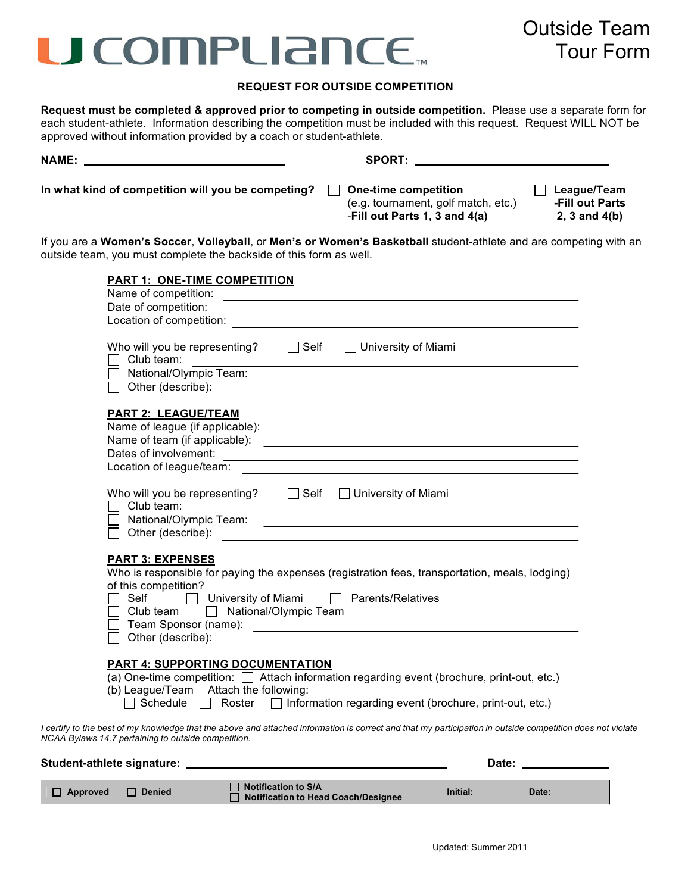# U COMPLIANCE™

## Outside Team Tour Form

### REQUEST FOR OUTSIDE COMPETITION

**Request must be completed & approved prior to competing in outside competition.** Please use a separate form for each student-athlete. Information describing the competition must be included with this request. Request WILL NOT be approved without information provided by a coach or student-athlete.

**NAME:** ______________________ **SPORT:** ______________________

**In what kind of competition will you be competing?**

☐ **One-time competition** (e.g. tournament, golf match, etc.) -**Fill out Parts 1, 3 and 4(a)**

☐ **League/Team -Fill out Parts 2, 3 and 4(b)**

If you are a **Women's Soccer**, **Volleyball**, or **Men's or Women's Basketball** student-athlete and are competing with an outside team, you must complete the backside of this form as well.

### PART 1: ONE-TIME COMPETITION

Name of competition: ______________________
Date of competition: ______________________
Location of competition: ______________________

Who will you be representing? ☐ Self ☐ University of Miami
☐ Club team: ______________________
☐ National/Olympic Team: ______________________
☐ Other (describe): ______________________

### PART 2: LEAGUE/TEAM

Name of league (if applicable): ______________________
Name of team (if applicable): ______________________
Dates of involvement: ______________________
Location of league/team: ______________________

Who will you be representing? ☐ Self ☐ University of Miami
☐ Club team: ______________________
☐ National/Olympic Team: ______________________
☐ Other (describe): ______________________

### PART 3: EXPENSES

Who is responsible for paying the expenses (registration fees, transportation, meals, lodging) of this competition?
☐ Self ☐ University of Miami ☐ Parents/Relatives
☐ Club team ☐ National/Olympic Team
☐ Team Sponsor (name): ______________________
☐ Other (describe): ______________________

### PART 4: SUPPORTING DOCUMENTATION

(a) One-time competition: ☐ Attach information regarding event (brochure, print-out, etc.)
(b) League/Team Attach the following:
☐ Schedule ☐ Roster ☐ Information regarding event (brochure, print-out, etc.)

*I certify to the best of my knowledge that the above and attached information is correct and that my participation in outside competition does not violate NCAA Bylaws 14.7 pertaining to outside competition.*

**Student-athlete signature:** ______________________ **Date:** __________

| ☐ **Approved** ☐ **Denied** | ☐ **Notification to S/A** ☐ **Notification to Head Coach/Designee** | **Initial:** ______ | **Date:** ______ |
|---|---|---|---|

Updated: Summer 2011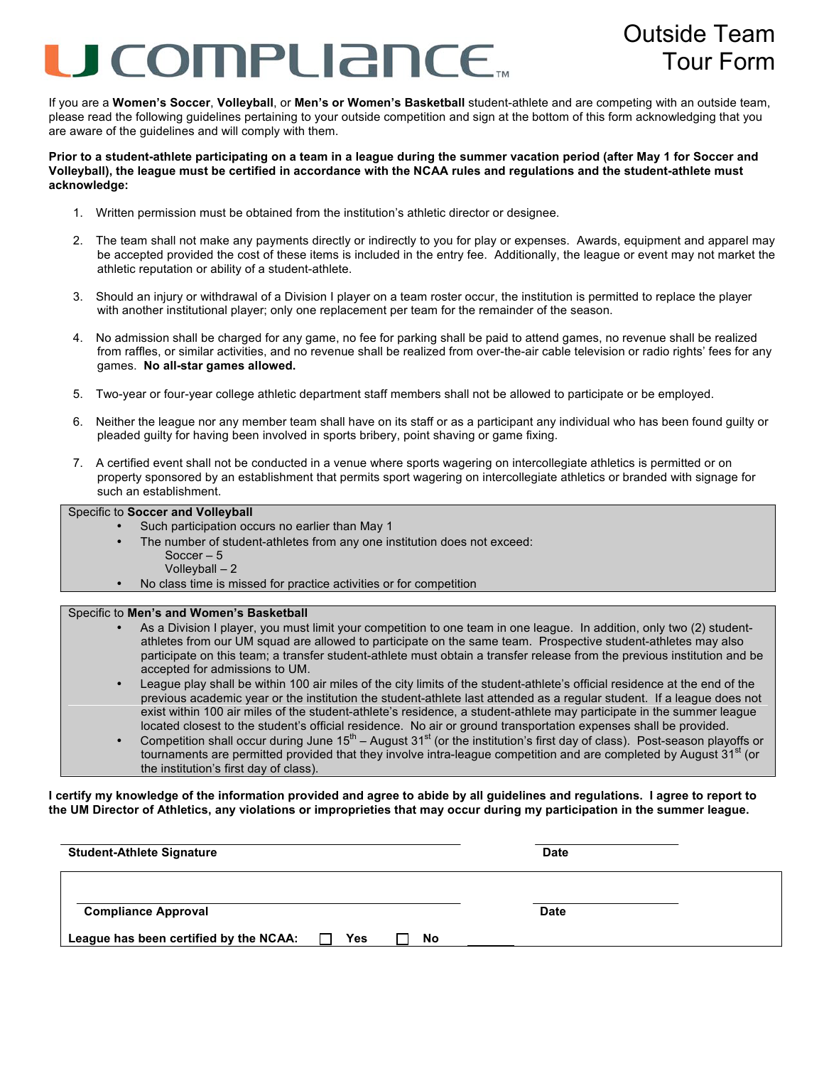# U COMPLIANCE™

# Outside Team Tour Form

If you are a **Women's Soccer**, **Volleyball**, or **Men's or Women's Basketball** student-athlete and are competing with an outside team, please read the following guidelines pertaining to your outside competition and sign at the bottom of this form acknowledging that you are aware of the guidelines and will comply with them.

**Prior to a student-athlete participating on a team in a league during the summer vacation period (after May 1 for Soccer and Volleyball), the league must be certified in accordance with the NCAA rules and regulations and the student-athlete must acknowledge:**

1. Written permission must be obtained from the institution's athletic director or designee.

2. The team shall not make any payments directly or indirectly to you for play or expenses. Awards, equipment and apparel may be accepted provided the cost of these items is included in the entry fee. Additionally, the league or event may not market the athletic reputation or ability of a student-athlete.

3. Should an injury or withdrawal of a Division I player on a team roster occur, the institution is permitted to replace the player with another institutional player; only one replacement per team for the remainder of the season.

4. No admission shall be charged for any game, no fee for parking shall be paid to attend games, no revenue shall be realized from raffles, or similar activities, and no revenue shall be realized from over-the-air cable television or radio rights' fees for any games. **No all-star games allowed.**

5. Two-year or four-year college athletic department staff members shall not be allowed to participate or be employed.

6. Neither the league nor any member team shall have on its staff or as a participant any individual who has been found guilty or pleaded guilty for having been involved in sports bribery, point shaving or game fixing.

7. A certified event shall not be conducted in a venue where sports wagering on intercollegiate athletics is permitted or on property sponsored by an establishment that permits sport wagering on intercollegiate athletics or branded with signage for such an establishment.

Specific to **Soccer and Volleyball**

- Such participation occurs no earlier than May 1
- The number of student-athletes from any one institution does not exceed:
  - Soccer – 5
  - Volleyball – 2
- No class time is missed for practice activities or for competition

Specific to **Men's and Women's Basketball**

- As a Division I player, you must limit your competition to one team in one league. In addition, only two (2) student-athletes from our UM squad are allowed to participate on the same team. Prospective student-athletes may also participate on this team; a transfer student-athlete must obtain a transfer release from the previous institution and be accepted for admissions to UM.
- League play shall be within 100 air miles of the city limits of the student-athlete's official residence at the end of the previous academic year or the institution the student-athlete last attended as a regular student. If a league does not exist within 100 air miles of the student-athlete's residence, a student-athlete may participate in the summer league located closest to the student's official residence. No air or ground transportation expenses shall be provided.
- Competition shall occur during June 15th – August 31st (or the institution's first day of class). Post-season playoffs or tournaments are permitted provided that they involve intra-league competition and are completed by August 31st (or the institution's first day of class).

**I certify my knowledge of the information provided and agree to abide by all guidelines and regulations. I agree to report to the UM Director of Athletics, any violations or improprieties that may occur during my participation in the summer league.**

**Student-Athlete Signature** ______________________ **Date** __________

**Compliance Approval** ______________________ **Date** __________

**League has been certified by the NCAA:** ☐ **Yes** ☐ **No**